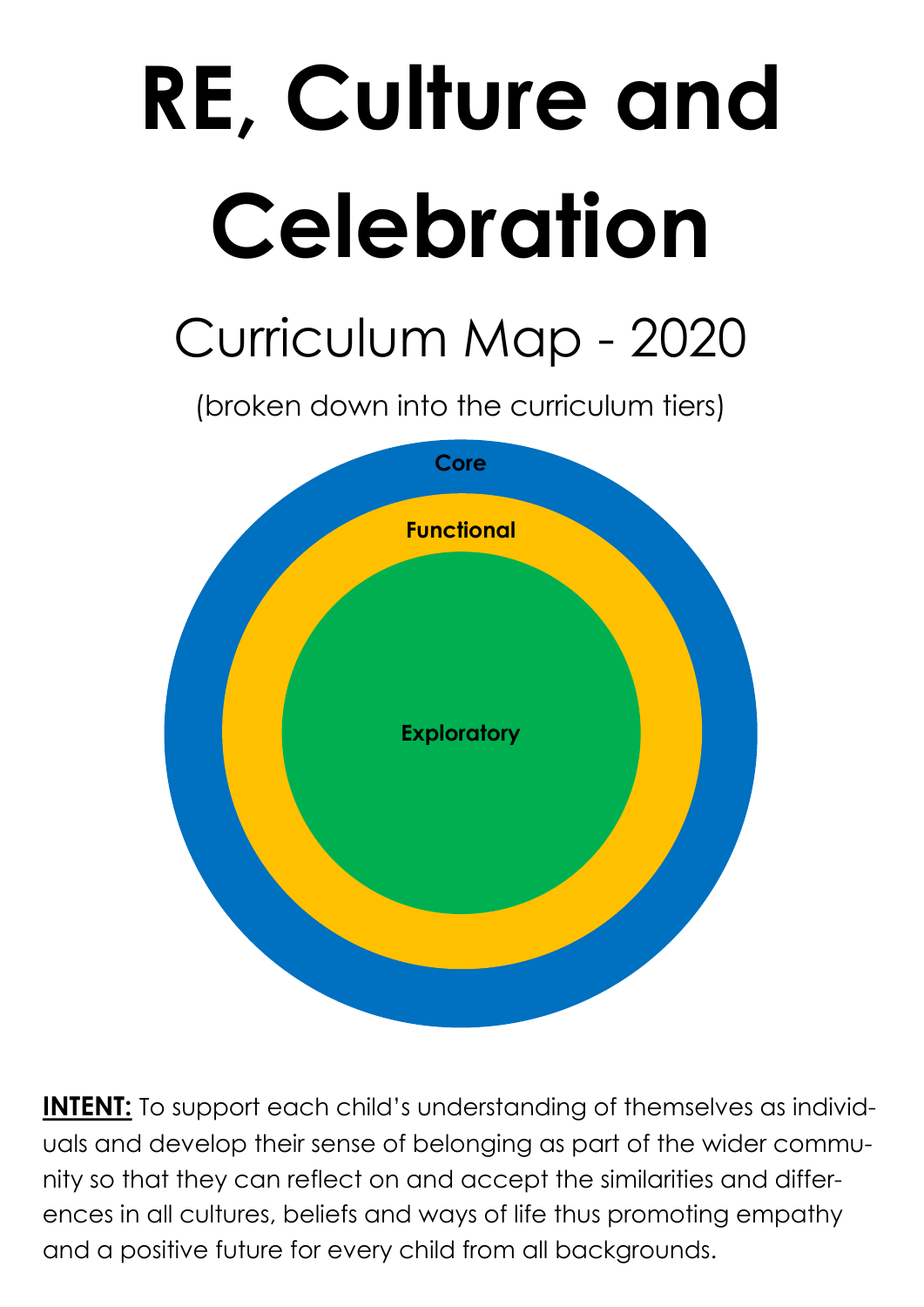# RE, Culture and Celebration

## Curriculum Map - 2020

(broken down into the curriculum tiers)

Core

Functional

Exploratory

**INTENT:** To support each child's understanding of themselves as individuals and develop their sense of belonging as part of the wider community so that they can reflect on and accept the similarities and differences in all cultures, beliefs and ways of life thus promoting empathy and a positive future for every child from all backgrounds.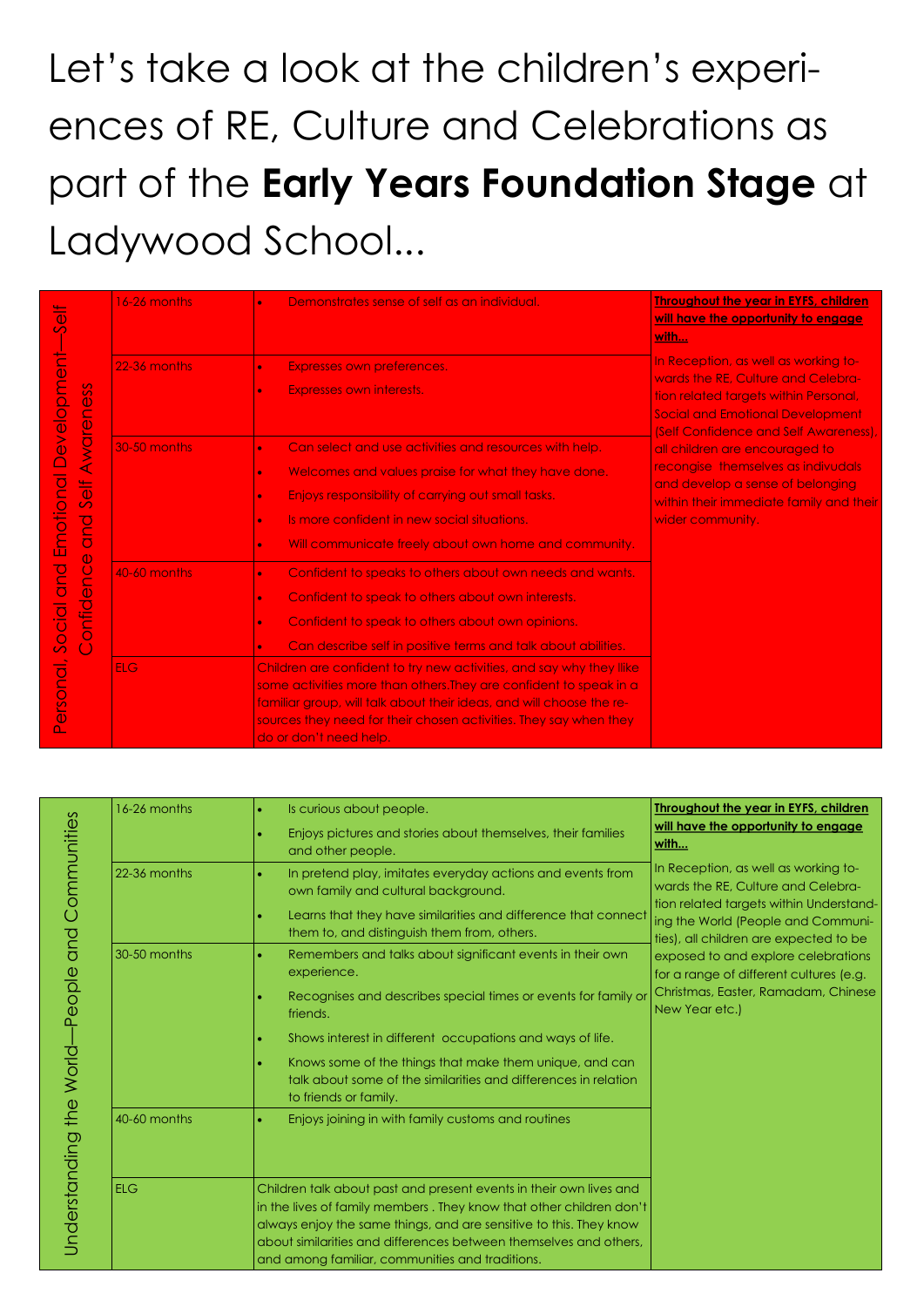Let's take a look at the children's experiences of RE, Culture and Celebrations as part of the **Early Years Foundation Stage** at Ladywood School...

| Personal, Social and Emotional Development—Self Confidence and Self Awareness | | | |
|---|---|---|---|
| 16-26 months | • Demonstrates sense of self as an individual. | **Throughout the year in EYFS, children will have the opportunity to engage with...** In Reception, as well as working towards the RE, Culture and Celebration related targets within Personal, Social and Emotional Development (Self Confidence and Self Awareness), all children are encouraged to recongise themselves as indivudals and develop a sense of belonging within their immediate family and their wider community. |
| 22-36 months | • Expresses own preferences.<br>• Expresses own interests. | |
| 30-50 months | • Can select and use activities and resources with help.<br>• Welcomes and values praise for what they have done.<br>• Enjoys responsibility of carrying out small tasks.<br>• Is more confident in new social situations.<br>• Will communicate freely about own home and community. | |
| 40-60 months | • Confident to speaks to others about own needs and wants.<br>• Confident to speak to others about own interests.<br>• Confident to speak to others about own opinions.<br>• Can describe self in positive terms and talk about abilities. | |
| ELG | Children are confident to try new activities, and say why they like some activities more than others.They are confident to speak in a familiar group, will talk about their ideas, and will choose the resources they need for their chosen activities. They say when they do or don't need help. | |

| Understanding the World—People and Communities | | | |
|---|---|---|---|
| 16-26 months | • Is curious about people.<br>• Enjoys pictures and stories about themselves, their families and other people. | **Throughout the year in EYFS, children will have the opportunity to engage with...** In Reception, as well as working towards the RE, Culture and Celebration related targets within Understanding the World (People and Communities), all children are expected to be exposed to and explore celebrations for a range of different cultures (e.g. Christmas, Easter, Ramadam, Chinese New Year etc.) |
| 22-36 months | • In pretend play, imitates everyday actions and events from own family and cultural background.<br>• Learns that they have similarities and difference that connect them to, and distinguish them from, others. | |
| 30-50 months | • Remembers and talks about significant events in their own experience.<br>• Recognises and describes special times or events for family or friends.<br>• Shows interest in different occupations and ways of life.<br>• Knows some of the things that make them unique, and can talk about some of the similarities and differences in relation to friends or family. | |
| 40-60 months | • Enjoys joining in with family customs and routines | |
| ELG | Children talk about past and present events in their own lives and in the lives of family members . They know that other children don't always enjoy the same things, and are sensitive to this. They know about similarities and differences between themselves and others, and among familiar, communities and traditions. | |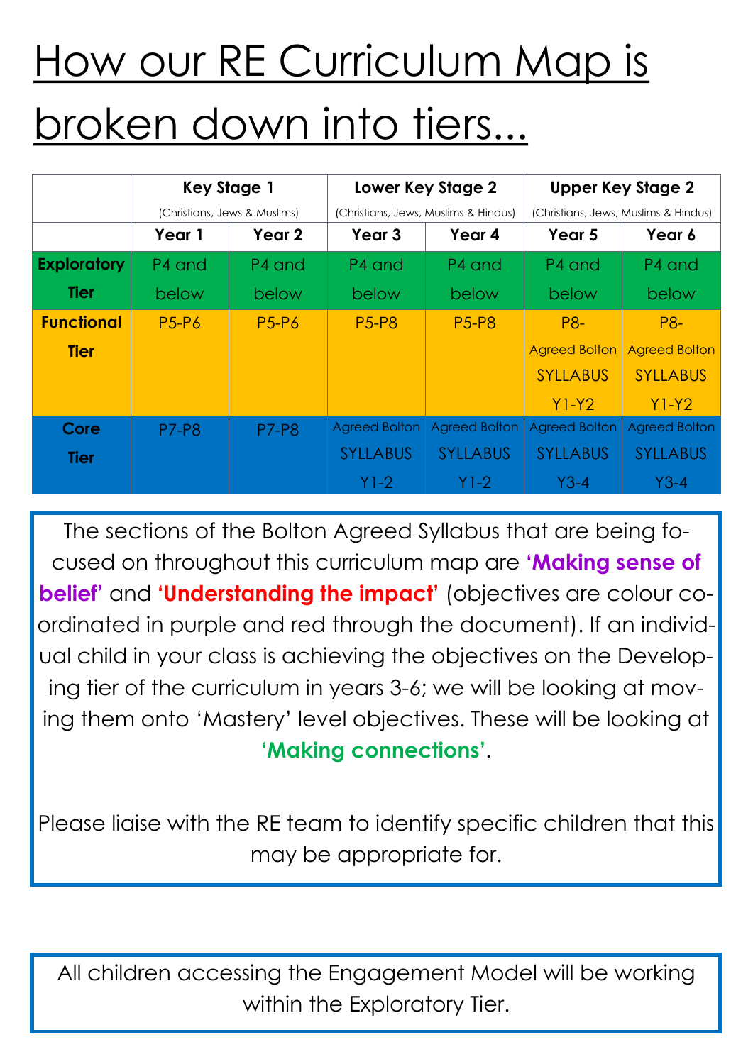# How our RE Curriculum Map is broken down into tiers...

| | Key Stage 1 (Christians, Jews & Muslims) | | Lower Key Stage 2 (Christians, Jews, Muslims & Hindus) | | Upper Key Stage 2 (Christians, Jews, Muslims & Hindus) | |
|---|---|---|---|---|---|---|
| | **Year 1** | **Year 2** | **Year 3** | **Year 4** | **Year 5** | **Year 6** |
| **Exploratory Tier** | P4 and below | P4 and below | P4 and below | P4 and below | P4 and below | P4 and below |
| **Functional Tier** | P5-P6 | P5-P6 | P5-P8 | P5-P8 | P8- Agreed Bolton SYLLABUS Y1-Y2 | P8- Agreed Bolton SYLLABUS Y1-Y2 |
| **Core Tier** | P7-P8 | P7-P8 | Agreed Bolton SYLLABUS Y1-2 | Agreed Bolton SYLLABUS Y1-2 | Agreed Bolton SYLLABUS Y3-4 | Agreed Bolton SYLLABUS Y3-4 |

The sections of the Bolton Agreed Syllabus that are being focused on throughout this curriculum map are **'Making sense of belief'** and **'Understanding the impact'** (objectives are colour co-ordinated in purple and red through the document). If an individual child in your class is achieving the objectives on the Developing tier of the curriculum in years 3-6; we will be looking at moving them onto 'Mastery' level objectives. These will be looking at **'Making connections'**.

Please liaise with the RE team to identify specific children that this may be appropriate for.

All children accessing the Engagement Model will be working within the Exploratory Tier.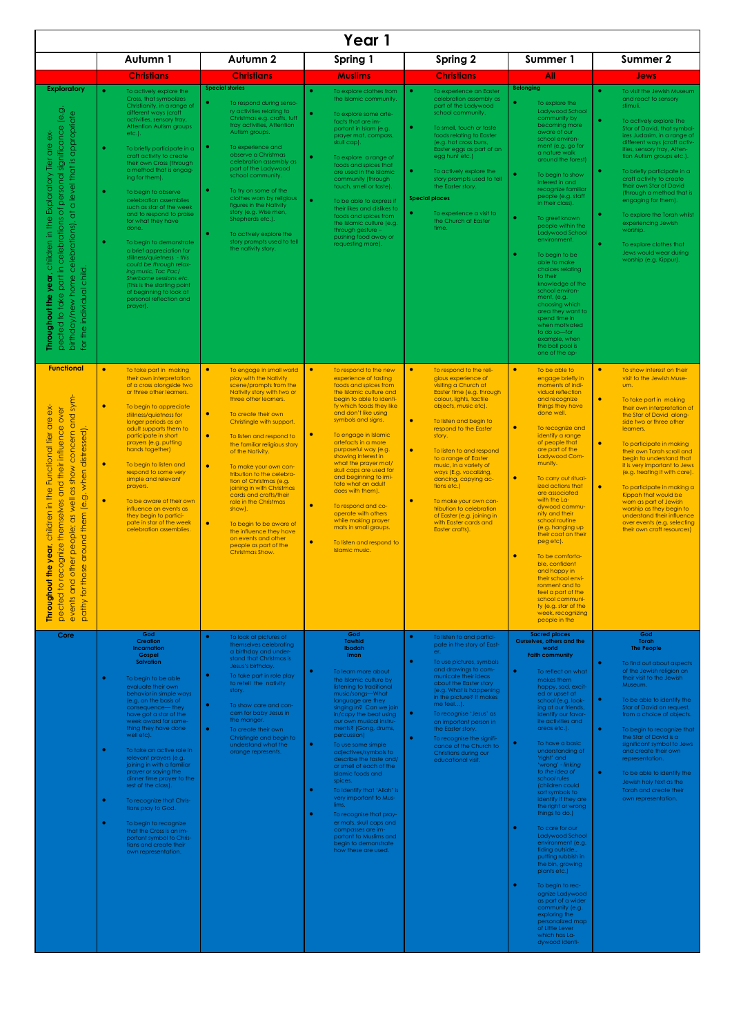# Year 1

| | Autumn 1 | Autumn 2 | Spring 1 | Spring 2 | Summer 1 | Summer 2 |
|---|---|---|---|---|---|---|
| | **Christians** | **Christians** | **Muslims** | **Christians** | **All** | **Jews** |
| **Exploratory**<br><br>**Throughout the year**, children in the Exploratory Tier are expected to take part in celebrations of personal significance (e.g. birthday/new home celebrations), at a level that is appropriate for the individual child. | • To actively explore the Cross, that symbolizes Christianity, in a range of different ways (craft activities, sensory tray, Attention Autism groups etc.).<br>• To briefly participate in a craft activity to create their own Cross (through a method that is engaging for them).<br>• To begin to observe celebration assemblies such as star of the week and to respond to praise for what they have done.<br>• To begin to demonstrate a brief appreciation for stillness/quietness - this *could be through relaxing music, Tac Pac/ Sherborne sessions etc.* (This is the starting point of beginning to look at personal reflection and prayer). | **Special stories**<br>• To respond during sensory activities relating to Christmas e.g. crafts, tuff tray activities, Attention Autism groups.<br>• To experience and observe a Christmas celebration assembly as part of the Ladywood school community.<br>• To try on some of the clothes worn by religious figures in the Nativity story (e.g. Wise men, Shepherds etc.).<br>• To actively explore the story prompts used to tell the nativity story. | • To explore clothes from the Islamic community.<br>• To explore some artefacts that are important in Islam (e.g. prayer mat, compass, skull cap).<br>• To explore a range of foods and spices that are used in the Islamic community (through touch, smell or taste).<br>• To be able to express if their likes and dislikes to foods and spices from the Islamic culture (e.g. through gesture – pushing food away or requesting more). | • To experience an Easter celebration assembly as part of the Ladywood school community.<br>• To smell, touch or taste foods relating to Easter (e.g. hot cross buns, Easter eggs as part of an egg hunt etc.)<br>• To actively explore the story prompts used to tell the Easter story.<br>**Special places**<br>• To experience a visit to the Church at Easter time. | **Belonging**<br>• To explore the Ladywood School community by becoming more aware of our school environment (e.g. go for a nature walk around the forest)<br>• To begin to show interest in and recognize familiar people (e.g. staff in their class).<br>• To greet known people within the Ladywood School environment.<br>• To begin to be able to make choices relating to their knowledge of the school environment. (e.g. choosing which area they want to spend time in when motivated to do so—for example, when the ball pool is one of the op- | • To visit the Jewish Museum and react to sensory stimuli.<br>• To actively explore The Star of David, that symbolizes Judasim, in a range of different ways (craft activities, sensory tray, Attention Autism groups etc.).<br>• To briefly participate in a craft activity to create their own Star of David (through a method that is engaging for them).<br>• To explore the Torah whilst experiencing Jewish worship.<br>• To explore clothes that Jews would wear during worship (e.g. Kippur). |
| **Functional**<br><br>**Throughout the year**, children in the Functional tier are expected to recognize themselves and their influence over events and other people; as well as show concern and sympathy for those around them (e.g. when distressed). | • To take part in making their own interpretation of a cross alongside two or three other learners.<br>• To begin to appreciate stillness/quietness for longer periods as an adult supports them to participate in short prayers (e.g. putting hands together)<br>• To begin to listen and respond to some very simple and relevant prayers.<br>• To be aware of their own influence on events as they begin to participate in star of the week celebration assemblies. | • To engage in small world play with the Nativity scene/prompts from the Nativity story with two or three other learners.<br>• To create their own Christingle with support.<br>• To listen and respond to the familiar religious story of the Nativity.<br>• To make your own contribution to the celebration of Christmas (e.g. joining in with Christmas cards and crafts/their role in the Christmas show).<br>• To begin to be aware of the influence they have on events and other people as part of the Christmas Show. | • To respond to the new experience of tasting foods and spices from the Islamic culture and begin to be able to identify which foods they like and don't like using symbols and signs.<br>• To engage in Islamic artefacts in a more purposeful way (e.g. showing interest in what the prayer mat/ skull caps are used for and beginning to imitate what an adult does with them).<br>• To respond and cooperate with others while making prayer mats in small groups.<br>• To listen and respond to Islamic music. | • To respond to the religious experience of visiting a Church at Easter time (e.g. through colour, lights, tactile objects, music etc).<br>• To listen and begin to respond to the Easter story.<br>• To listen to and respond to a range of Easter music, in a variety of ways (E.g. vocalizing, dancing, copying actions etc.)<br>• To make your own contribution to celebration of Easter (e.g. joining in with Easter cards and Easter crafts). | • To be able to engage briefly in moments of individual reflection and recognize things they have done well.<br>• To recognize and identify a range of people that are part of the Ladywood Community.<br>• To carry out ritualized actions that are associated with the Ladywood community and their school routine (e.g. hanging up their coat on their peg etc).<br>• To be comfortable, confident and happy in their school environment and to feel a part of the school community (e.g. star of the week, recognizing people in the | • To show interest on their visit to the Jewish Museum.<br>• To take part in making their own interpretation of the Star of David alongside two or three other learners.<br>• To participate in making their own Torah scroll and begin to understand that it is very important to Jews (e.g. treating it with care).<br>• To participate in making a Kippah that would be worn as part of Jewish worship as they begin to understand their influence over events (e.g. selecting their own craft resources) |
| **Core** | **God**<br>**Creation**<br>**Incarnation**<br>**Gospel**<br>**Salvation**<br>• To begin to be able evaluate their own behavior in simple ways (e.g. on the basis of consequence— they have got a star of the week award for something they have done well etc).<br>• To take an active role in relevant prayers (e.g. joining in with a familiar prayer or saying the dinner time prayer to the rest of the class).<br>• To recognize that Christians pray to God.<br>• To begin to recognize that the Cross is an important symbol to Christians and create their own representation. | • To look at pictures of themselves celebrating a birthday and understand that Christmas is Jesus's birthday.<br>• To take part in role play to retell the nativity story.<br>• To show care and concern for baby Jesus in the manger.<br>• To create their own Christingle and begin to understand what the orange represents. | **God**<br>**Tawhid**<br>**Ibadah**<br>**Iman**<br>• To learn more about the Islamic culture by listening to traditional music/songs—What language are they singing in? Can we join in/copy the beat using our own musical instruments? (Gong, drums, percussion)<br>• To use some simple adjectives/symbols to describe the taste and/ or smell of each of the Islamic foods and spices.<br>• To identify that 'Allah' is very important to Muslims.<br>• To recognise that prayer mats, skull caps and compasses are important to Muslims and begin to demonstrate how these are used. | • To listen to and participate in the story of Easter.<br>• To use pictures, symbols and drawings to communicate their ideas about the Easter story (e.g. What is happening in the picture? It makes me feel…).<br>• To recognize 'Jesus' as an important person in the Easter story.<br>• To recognise the significance of the Church to Christians during our educational visit. | **Sacred places**<br>**Ourselves, others and the world**<br>**Faith community**<br>• To reflect on what makes them happy, sad, excited or upset at school (e.g. looking at our friends, identify our favorite activities and areas etc.).<br>• To have a basic understanding of 'right' and 'wrong'- linking to *the idea of school rules* (children could sort symbols to identify if they are the right or wrong things to do.)<br>• To care for our Ladywood School environment (e.g. tiding outside, putting rubbish in the bin, growing plants etc.)<br>• To begin to recognize Ladywood as part of a wider community (e.g. exploring the personalized map of Little Lever which has Ladywood identi- | **God**<br>**Torah**<br>**The People**<br>• To find out about aspects of the Jewish religion on their visit to the Jewish Museum.<br>• To be able to identify the Star of David on request, from a choice of objects.<br>• To begin to recognize that the Star of David is a significant symbol to Jews and create their own representation.<br>• To be able to identify the Jewish holy text as the Torah and create their own representation. |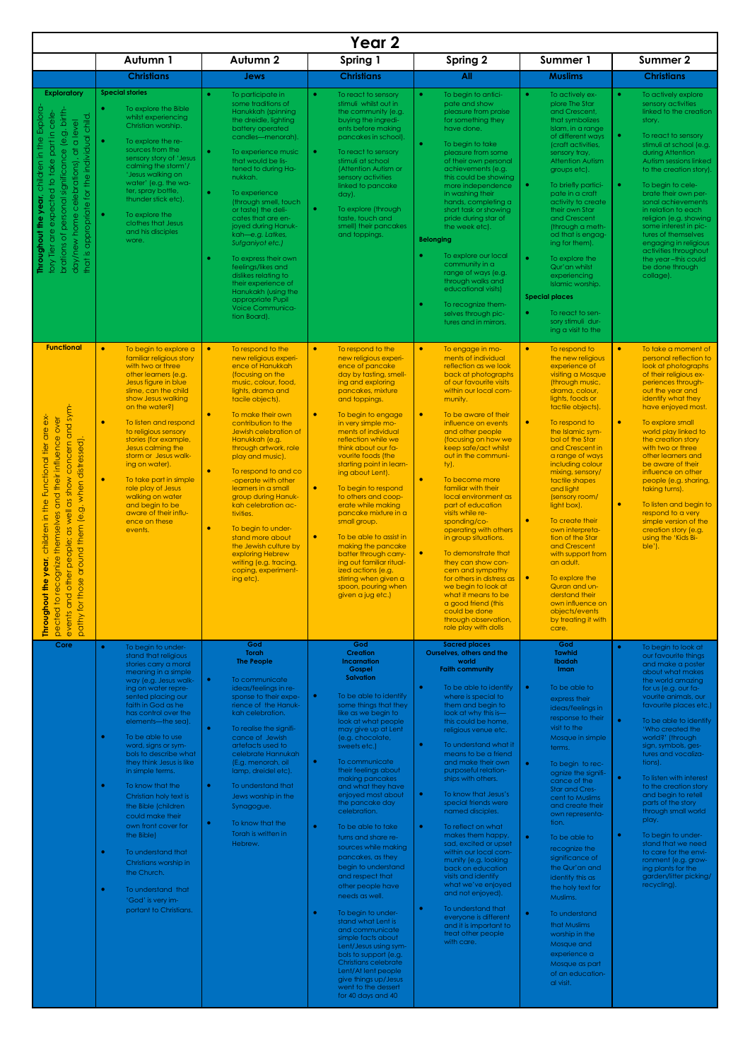# Year 2

| | Autumn 1 | Autumn 2 | Spring 1 | Spring 2 | Summer 1 | Summer 2 |
|---|---|---|---|---|---|---|
| | **Christians** | **Jews** | **Christians** | **All** | **Muslims** | **Christians** |
| **Exploratory**<br><br>**Throughout the year**, children in the Exploratory tier are expected to take part in celebrations of personal significance (e.g. birthday/new home celebrations), at a level that is appropriate for the individual child. | **Special stories**<br><br>• To explore the Bible whilst experiencing Christian worship.<br><br>• To explore the resources from the sensory story of 'Jesus calming the storm'/ 'Jesus walking on water' (e.g. the water, spray bottle, thunder stick etc).<br><br>• To explore the clothes that Jesus and his disciples wore. | • To participate in some traditions of Hanukkah (spinning the dreidle, lighting battery operated candles—menorah).<br><br>• To experience music that would be listened to during Hanukkah.<br><br>• To experience (through smell, touch or taste) the delicates that are enjoyed during Hanukkah—*e.g. Latkes, Sufganiyot etc.)*<br><br>• To express their own feelings/likes and dislikes relating to their experience of Hanukkah (using the appropriate Pupil Voice Communication Board). | • To react to sensory stimuli whilst out in the community (e.g. buying the ingredients before making pancakes in school).<br><br>• To react to sensory stimuli at school (Attention Autism or sensory activities linked to pancake day).<br><br>• To explore (through taste, touch and smell) their pancakes and toppings. | • To begin to anticipate and show pleasure from praise for something they have done.<br><br>• To begin to take pleasure from some of their own personal achievements (e.g. this could be showing more independence in washing their hands, completing a short task or showing pride during star of the week etc).<br><br>**Belonging**<br><br>• To explore our local community in a range of ways (e.g. through walks and educational visits)<br><br>• To recognize themselves through pictures and in mirrors. | • To actively explore The Star and Crescent, that symbolizes Islam, in a range of different ways (craft activities, sensory tray, Attention Autism groups etc).<br><br>• To briefly participate in a craft activity to create their own Star and Crescent (through a method that is engaging for them).<br><br>• To explore the Qur'an whilst experiencing Islamic worship.<br><br>**Special places**<br><br>• To react to sensory stimuli during a visit to the | • To actively explore sensory activities linked to the creation story.<br><br>• To react to sensory stimuli at school (e.g. during Attention Autism sessions linked to the creation story).<br><br>• To begin to celebrate their own personal achievements in relation to each religion (e.g. showing some interest in pictures of themselves engaging in religious activities throughout the year –this could be done through collage). |
| **Functional**<br><br>**Throughout the year**, children in the Functional tier are expected to recognize themselves and their influence over events and other people; as well as show concern and sympathy for those around them (e.g. when distressed). | • To begin to explore a familiar religious story with two or three other learners (e.g. Jesus figure in blue slime, can the child show Jesus walking on the water?)<br><br>• To listen and respond to religious sensory stories (for example, Jesus calming the storm or Jesus walking on water).<br><br>• To take part in simple role play of Jesus walking on water and begin to be aware of their influence on these events. | • To respond to the new religious experience of Hanukkah (focusing on the music, colour, food, lights, drama and tactile objects).<br><br>• To make their own contribution to the Jewish celebration of Hanukkah (e.g. through artwork, role play and music).<br><br>• To respond to and co-operate with other learners in a small group during Hanukkah celebration activities.<br><br>• To begin to understand more about the Jewish culture by exploring Hebrew writing (e.g. tracing, coping, experimenting etc). | • To respond to the new religious experience of pancake day by tasting, smelling and exploring pancakes, mixture and toppings.<br><br>• To begin to engage in very simple moments of individual reflection while we think about our favourite foods (the starting point in learning about Lent).<br><br>• To begin to respond to others and cooperate while making pancake mixture in a small group.<br><br>• To be able to assist in making the pancake batter through carrying out familiar ritualized actions (e.g. stirring when given a spoon, pouring when given a jug etc.) | • To engage in moments of individual reflection as we look back at photographs of our favourite visits within our local community.<br><br>• To be aware of their influence on events and other people (focusing on how we keep safe/act whilst out in the community).<br><br>• To become more familiar with their local environment as part of education visits while responding/co-operating with others in group situations.<br><br>• To demonstrate that they can show concern and sympathy for others in distress as we begin to look at what it means to be a good friend (this could be done through observation, role play with dolls | • To respond to the new religious experience of visiting a Mosque (through music, drama, colour, lights, foods or tactile objects).<br><br>• To respond to the Islamic symbol of the Star and Crescent in a range of ways including colour mixing, sensory/tactile shapes and light (sensory room/light box).<br><br>• To create their own interpretation of the Star and Crescent with support from an adult.<br><br>• To explore the Quran and understand their own influence on objects/events by treating it with care. | • To take a moment of personal reflection to look at photographs of their religious experiences throughout the year and identify what they have enjoyed most.<br><br>• To explore small world play linked to the creation story with two or three other learners and be aware of their influence on other people (e.g. sharing, taking turns).<br><br>• To listen and begin to respond to a very simple version of the creation story (e.g. using the 'Kids Bible'). |
| **Core** | • To begin to understand that religious stories carry a moral meaning in a simple way (e.g. Jesus walking on water represented placing our faith in God as he has control over the elements—the sea).<br><br>• To be able to use word, signs or symbols to describe what they think Jesus is like in simple terms.<br><br>• To know that the Christian holy text is the Bible (children could make their own front cover for the Bible)<br><br>• To understand that Christians worship in the Church.<br><br>• To understand that 'God' is very important to Christians. | **God**<br>**Torah**<br>**The People**<br><br>• To communicate ideas/feelings in response to their experience of the Hanukkah celebration.<br><br>• To realise the significance of Jewish artefacts used to celebrate Hannukah (E.g. menorah, oil lamp, dreidel etc).<br><br>• To understand that Jews worship in the Synagogue.<br><br>• To know that the Torah is written in Hebrew. | **God**<br>**Creation**<br>**Incarnation**<br>**Gospel**<br>**Salvation**<br><br>• To be able to identify some things that they like as we begin to look at what people may give up at Lent (e.g. chocolate, sweets etc.)<br><br>• To communicate their feelings about making pancakes and what they have enjoyed most about the pancake day celebration.<br><br>• To be able to take turns and share resources while making pancakes, as they begin to understand and respect that other people have needs as well.<br><br>• To begin to understand what Lent is and communicate simple facts about Lent/Jesus using symbols to support (e.g. Christians celebrate Lent/At lent people give things up/Jesus went to the dessert for 40 days and 40 | **Sacred places**<br>**Ourselves, others and the world**<br>**Faith community**<br><br>• To be able to identify where is special to them and begin to look at why this is—this could be home, religious venue etc.<br><br>• To understand what it means to be a friend and make their own purposeful relationships with others.<br><br>• To know that Jesus's special friends were named disciples.<br><br>• To reflect on what makes them happy, sad, excited or upset within our local community (e.g. looking back on education visits and identify what we've enjoyed and not enjoyed).<br><br>• To understand that everyone is different and it is important to treat other people with care. | **God**<br>**Tawhid**<br>**Ibadah**<br>**Iman**<br><br>• To be able to express their ideas/feelings in response to their visit to the Mosque in simple terms.<br><br>• To begin to recognize the significance of the Star and Crescent to Muslims and create their own representation.<br><br>• To be able to recognize the significance of the Qur'an and identify this as the holy text for Muslims.<br><br>• To understand that Muslims worship in the Mosque and experience a Mosque as part of an educational visit. | • To begin to look at our favourite things and make a poster about what makes the world amazing for us (e.g. favourite animals, our favourite places etc.)<br><br>• To be able to identify 'Who created the world?' (through sign, symbols, gestures and vocalizations).<br><br>• To listen with interest to the creation story and begin to retell parts of the story through small world play.<br><br>• To begin to understand that we need to care for the environment (e.g. growing plants for the garden/litter picking/recycling). |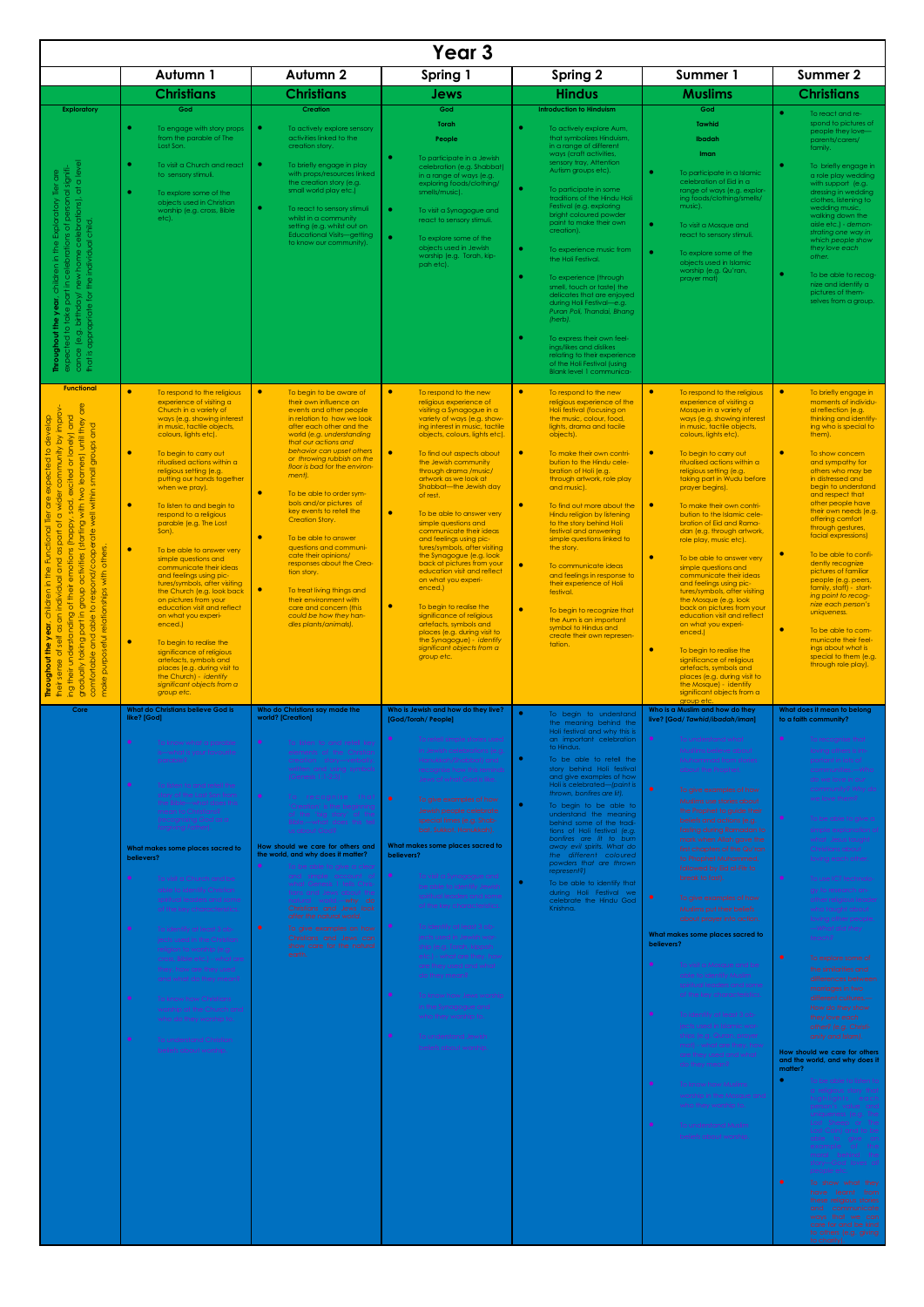# Year 3

| | Autumn 1 | Autumn 2 | Spring 1 | Spring 2 | Summer 1 | Summer 2 |
|---|---|---|---|---|---|---|
| | **Christians** | **Christians** | **Jews** | **Hindus** | **Muslims** | **Christians** |
| **Exploratory**<br><br>**Throughout the year**, children in the Exploratory Tier are expected to take part in celebrations of personal significance (e.g. birthday/ new home celebrations), at a level that is appropriate for the individual child. | **God**<br><br>• To engage with story props from the parable of The Lost Son.<br>• To visit a Church and react to sensory stimuli.<br>• To explore some of the objects used in Christian worship (e.g. cross, Bible etc). | **Creation**<br><br>• To actively explore sensory activities linked to the creation story.<br>• To briefly engage in play with props/resources linked to the creation story (e.g. small world play etc.)<br>• To react to sensory stimuli whilst in a community setting (e.g. whilst out on Educational Visits—getting to know our community). | **God**<br>**Torah**<br>**People**<br><br>• To participate in a Jewish celebration (e.g. Shabbat) in a range of ways (e.g. exploring foods/clothing/ smells/music).<br>• To visit a Synagogue and react to sensory stimuli.<br>• To explore some of the objects used in Jewish worship (e.g. Torah, kippah etc). | **Introduction to Hinduism**<br><br>• To actively explore Aum, that symbolizes Hinduism, in a range of different ways (craft activities, sensory tray, Attention Autism groups etc).<br>• To participate in some traditions of the Hindu Holi Festival (e.g. exploring bright coloured powder paint to make their own creation).<br>• To experience music from the Holi Festival.<br>• To experience (through smell, touch or taste) the delicates that are enjoyed during Holi Festival—e.g. *Puran Poli, Thandai, Bhang (herb)*.<br>• To express their own feelings/likes and dislikes relating to their experience of the Holi Festival (using Blank level 1 communica- | **God**<br>**Tawhid**<br>**Ibadah**<br>**Iman**<br><br>• To participate in a Islamic celebration of Eid in a range of ways (e.g. exploring foods/clothing/smells/ music).<br>• To visit a Mosque and react to sensory stimuli.<br>• To explore some of the objects used in Islamic worship (e.g. Qu'ran, prayer mat) | • To react and respond to pictures of people they love—parents/carers/ family.<br>• To briefly engage in a role play wedding with support (e.g. dressing in wedding clothes, listening to wedding music, walking down the aisle etc.) - *demonstrating one way in which people show they love each other.*<br>• To be able to recognize and identify a pictures of themselves from a group. |
| **Functional**<br><br>**Throughout the year**, children in the Functional Tier are expected to develop their sense of self as an individual and as part of a wider community by improving their understanding of their emotions (happy, sad, excited or lonely) and gradually taking part in group activities (starting with two learners) until they are comfortable and able to respond/cooperate well within small groups and make purposeful relationships with others. | • To respond to the religious experience of visiting a Church in a variety of ways (e.g. showing interest in music, tactile objects, colours, lights etc).<br>• To begin to carry out ritualised actions within a religious setting (e.g. putting our hands together when we pray).<br>• To listen to and begin to respond to a religious parable (e.g. The Lost Son).<br>• To be able to answer very simple questions and communicate their ideas and feelings using pictures/symbols, after visiting the Church (e.g. look back on pictures from your education visit and reflect on what you experienced.)<br>• To begin to realise the significance of religious artefacts, symbols and places (e.g. during visit to the Church) - *identify significant objects from a group etc.* | • To begin to be aware of their own influence on events and other people in relation to how we look after each other and the world (*e.g. understanding that our actions and behavior can upset others or throwing rubbish on the floor is bad for the environment).*<br>• To be able to order symbols and/or pictures of key events to retell the Creation Story.<br>• To be able to answer questions and communicate their opinions/ responses about the Creation Story.<br>• To treat living things and their environment with care and concern (*this could be how they handles plants/animals*). | • To respond to the new religious experience of visiting a Synagogue in a variety of ways (e.g. showing interest in music, tactile objects, colours, lights etc).<br>• To find out aspects about the Jewish community through drama /music/ artwork as we look at Shabbat—the Jewish day of rest.<br>• To be able to answer very simple questions and communicate their ideas and feelings using pictures/symbols, after visiting the Synagogue (e.g. look back on pictures from your education visit and reflect on what you experienced.)<br>• To begin to realise the significance of religious artefacts, symbols and places (e.g. during visit to the Synagogue) - *identify significant objects from a group etc.* | • To respond to the new religious experience of the Holi festival (focusing on the music, colour, food, lights, drama and tactile objects).<br>• To make their own contribution to the Hindu celebration of Holi (e.g. through artwork, role play and music).<br>• To find out more about the Hindu religion by listening to the story behind Holi festival and answering simple questions linked to the story.<br>• To communicate ideas and feelings in response to their experience of Holi festival.<br>• To begin to recognize that the Aum is an important symbol to Hindus and create their own representation. | • To respond to the religious experience of visiting a Mosque in a variety of ways (e.g. showing interest in music, tactile objects, colours, lights etc).<br>• To begin to carry out ritualised actions within a religious setting (e.g. taking part in Wudu before prayer begins).<br>• To make their own contribution to the Islamic celebration of Eid and Ramadan (e.g. through artwork, role play, music etc).<br>• To be able to answer very simple questions and communicate their ideas and feelings using pictures/symbols, after visiting the Mosque (e.g. look back on pictures from your education visit and reflect on what you experienced.)<br>• To begin to realise the significance of religious artefacts, symbols and places (e.g. during visit to the Mosque) - *identify significant objects from a group etc.* | • To briefly engage in moments of individual reflection (e.g. thinking and identifying who is special to them).<br>• To show concern and sympathy for others who may be in distressed and begin to understand and respect that other people have their own needs (e.g. offering comfort through gestures, facial expressions)<br>• To be able to confidently recognize pictures of familiar people (e.g. peers, family, staff) - *starting point to recognize each person's uniqueness.*<br>• To be able to communicate their feelings about what is special to them (e.g. through role play). |
| **Core** | **What do Christians believe God is like? [God]**<br><br>• To know what a parable is—retell the Lost Son parable.<br>• To listen to and retell the story of the Lost Son from the Bible - identifying the reason for Christians' belief in God (as a forgiving Father).<br><br>**What makes some places sacred to believers?**<br><br>• To visit a Church and be able to identify Christian symbols inside and outside of the key characteristics.<br>• To identify different objects used in the Christian religion for worship (e.g. cross, Bible etc.) - what are they, how are they used and what do they mean?<br>• To know how Christians worship at the Church and who do they worship to.<br>• To understand Christian beliefs about worship. | **Who do Christians say made the world? [Creation]**<br><br>• To listen to and retell key elements of the Christian Creation story from Genesis, retelling and giving an order of events in the Bible.<br>• To recognise that 'Creation' is the beginning of the 'big story' of the Bible - which says the world is about God.<br><br>**How should we care for others and the world, and why does it matter?**<br><br>• To be able to give a clear and simple account of what Genesis 1 tells Christians and Jews about the natural world, and why Christians and Jews care for the world.<br>• To give examples of how Christians and Jews show that they care for the natural world/people. | **Who is Jewish and how do they live? [God/Torah/ People]**<br><br>• To recall simple stories used in Jewish celebrations (e.g. Hanukkah/Shabbat) and recognise how the symbols show Jewish belief about God.<br>• To give examples of how Jewish people celebrate special times, what they mean and why.<br><br>**What makes some places sacred to believers?**<br><br>• To visit a Synagogue and recognise Jewish symbols inside and outside of the key characteristics.<br>• To identify different objects used in Jewish worship (e.g. Torah, tallith etc.) - what are they, how are they used and what do they mean?<br>• To know how Jews worship at the Synagogue and who they worship to.<br>• To understand Jewish beliefs about worship. | • To begin to understand the meaning behind the Holi festival and why this is an important celebration to Hindus.<br>• To be able to retell the story behind Holi festival and give examples of how Holi is celebrated—(*paint is thrown, bonfires are lit*).<br>• To begin to be able to understand the meaning behind some of the traditions of Holi festival (e.g. *bonfires are lit to burn away evil spirits. What do the different coloured powders that are thrown represent?*)<br>• To be able to identify that during Holi Festival we celebrate the Hindu God Krishna. | **Who is a Muslim and how do they live? [God/ Tawhid/Ibadah/Iman]**<br><br>• To understand what Muslims believe about Allah and learn from a story about the Prophet.<br>• To give examples of how Muslims use the Shahadah/five pillars to show their beliefs (e.g. giving to charity, fasting, prayer, pilgrimage).<br>• To give examples of how Muslims use their beliefs about prayer (Salah).<br><br>**What makes some places sacred to believers?**<br><br>• To visit a Mosque and be able to identify Islamic symbols inside and outside of the key characteristics.<br>• To identify different objects used in Islamic worship (e.g. Qu'ran, prayer mat, etc.) - what are they, how are they used and what do they mean?<br>• To know how Muslims worship at the Mosque and who they worship to.<br>• To understand Muslim beliefs about worship. | **What does it mean to belong to a faith community?**<br><br>• To recognise that loving others is important in lots of communities – say simply what Jesus said about why we love others.<br>• To be able to give a simple account of what it means to Christians about loving each other.<br>• To use RE vocabulary to describe how some people show what belonging to a faith group means.<br>• To notice some of the similar/different ways people show they belong, e.g. through special times/ rituals.<br><br>**How should we care for others and the world, and why does it matter?**<br><br>• To be able to listen to a religious story that highlights a moral concept/ values and messages (e.g. The Lost Sheep), and give examples of how people who believe this story act on the story's moral.<br>• To think about things that are precious/special in Christianity. |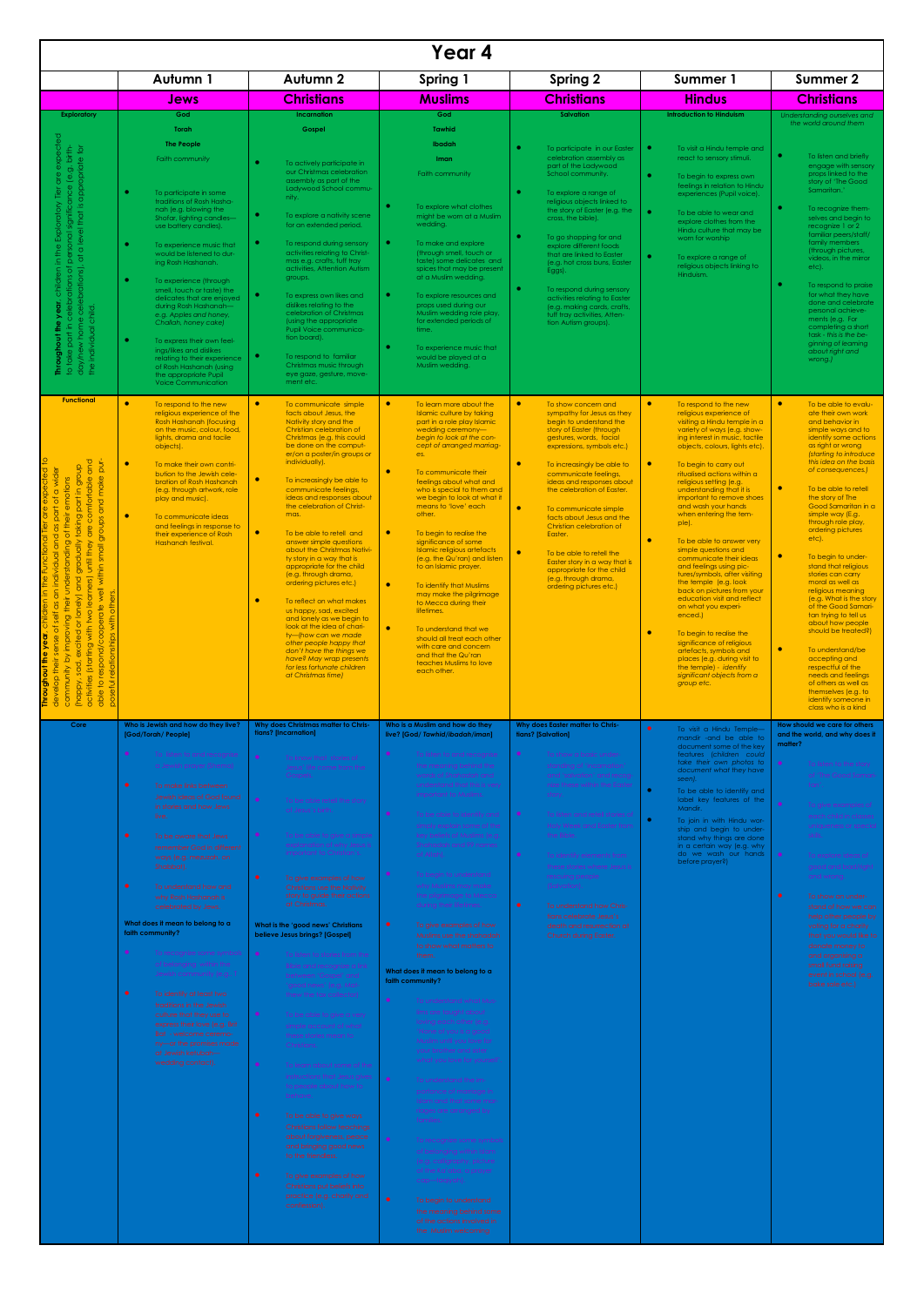# Year 4

| | Autumn 1 | Autumn 2 | Spring 1 | Spring 2 | Summer 1 | Summer 2 |
|---|---|---|---|---|---|---|
| | **Jews** | **Christians** | **Muslims** | **Christians** | **Hindus** | **Christians** |
| **Exploratory**<br>**Throughout the year**, children in the Exploratory Tier are expected to take part in celebrations of personal significance (e.g. birthday/new home celebrations), at a level that is appropriate for the individual child. | **God**<br>**Torah**<br>**The People**<br>*Faith community*<br>• To participate in some traditions of Rosh Hashanah (e.g. blowing the Shofar, lighting candles—use battery candles).<br>• To experience music that would be listened to during Rosh Hashanah.<br>• To experience (through smell, touch or taste) the delicates that are enjoyed during Rosh Hashanah—e.g. *Apples and honey, Challah, honey cake*)<br>• To express their own feelings/likes and dislikes relating to their experience of Rosh Hashanah (using the appropriate Pupil Voice Communication | **Incarnation**<br>**Gospel**<br>• To actively participate in our Christmas celebration assembly as part of the Ladywood School community.<br>• To explore a nativity scene for an extended period.<br>• To respond during sensory activities relating to Christmas e.g. crafts, tuff tray activities, Attention Autism groups.<br>• To express own likes and dislikes relating to the celebration of Christmas (using the appropriate Pupil Voice communication board).<br>• To respond to familiar Christmas music through eye gaze, gesture, movement etc. | **God**<br>**Tawhid**<br>**Ibadah**<br>**Iman**<br>Faith community<br>• To explore what clothes might be worn at a Muslim wedding.<br>• To make and explore (through smell, touch or taste) some delicates and spices that may be present at a Muslim wedding.<br>• To explore resources and props used during our Muslim wedding role play, for extended periods of time.<br>• To experience music that would be played at a Muslim wedding. | **Salvation**<br>• To participate in our Easter celebration assembly as part of the Ladywood School Community.<br>• To explore a range of religious objects linked to the story of Easter (e.g. the cross, the bible).<br>• To go shopping for and explore different foods that are linked to Easter (e.g. hot cross buns, Easter Eggs).<br>• To respond during sensory activities relating to Easter (e.g. making cards, crafts, tuff tray activities, Attention Autism groups). | **Introduction to Hinduism**<br>• To visit a Hindu temple and react to sensory stimuli.<br>• To begin to express own feelings in relation to Hindu experiences (Pupil voice).<br>• To be able to wear and explore clothes from the Hindu culture that may be worn for worship.<br>• To explore a range of religious objects linking to Hinduism. | *Understanding ourselves and the world around them*<br>• To listen and briefly engage with sensory props linked to the story of 'The Good Samaritan.'<br>• To recognize themselves and begin to recognize 1 or 2 familiar peers/staff/family members (through pictures, videos, in the mirror etc).<br>• To respond to praise for what they have done and celebrate personal achievements (e.g. For completing a short task - *this is the beginning of learning about right and wrong.)* |
| **Functional**<br>**Throughout the year**, children in the Functional Tier are expected to develop their sense of self as an individual and as part of a wider community by improving their understanding of their emotions (happy, sad, excited or lonely) and gradually taking part in group activities (starting with two learners) until they are comfortable and able to respond/cooperate well within small groups and make purposeful relationships with others. | • To respond to the new religious experience of the Rosh Hashanah (focusing on the music, colour, food, lights, drama and tactile objects).<br>• To make their own contribution to the Jewish celebration of Rosh Hashanah (e.g. through artwork, role play and music).<br>• To communicate ideas and feelings in response to their experience of Rosh Hashanah festival. | • To communicate simple facts about Jesus, the Nativity story and the Christian celebration of Christmas (e.g. this could be done on the computer/on a poster/in groups or individually).<br>• To increasingly be able to communicate feelings, ideas and responses about the celebration of Christmas.<br>• To be able to retell and answer simple questions about the Christmas Nativity story in a way that is appropriate for the child (e.g. through drama, ordering pictures etc.)<br>• To reflect on what makes us happy, sad, excited and lonely as we begin to look at the idea of charity—*(how can we make other people happy that don't have the things we have? May wrap presents for less fortunate children at Christmas time)* | • To learn more about the Islamic culture by taking part in a role play Islamic wedding ceremony—*begin to look at the concept of arranged marriages.*<br>• To communicate their feelings about what and who is special to them and we begin to look at what it means to 'love' each other.<br>• To begin to realise the significance of some Islamic religious artefacts (e.g. the Qu'ran) and listen to an Islamic prayer.<br>• To identify that Muslims may make the pilgrimage to Mecca during their lifetimes.<br>• To understand that we should all treat each other with care and concern and that the Qu'ran teaches Muslims to love each other. | • To show concern and sympathy for Jesus as they begin to learn about the story of Easter (through gestures, words, facial expressions, symbols etc.)<br>• To increasingly be able to communicate feelings, ideas and responses about the celebration of Easter.<br>• To communicate simple facts about Jesus and the Christian celebration of Easter.<br>• To be able to retell the Easter story in a way that is appropriate for the child (e.g. through drama, ordering pictures etc.) | • To respond to the new religious experience of visiting a Hindu temple in a variety of ways (e.g. showing interest in music, tactile objects, colours, lights etc).<br>• To begin to carry out ritualised actions within a religious setting (e.g. understanding that it is important to remove shoes and wash your hands when entering the temple).<br>• To be able to answer very simple questions and communicate their ideas and feelings using pictures/symbols, after visiting the temple (e.g. look back on pictures from your education visit and reflect on what you experienced.)<br>• To begin to realise the significance of religious artefacts, symbols and places (e.g. during visit to the temple) - *identify significant objects from a group etc.* | • To be able to evaluate their own work and behavior in simple ways and to identify some actions as right or wrong *(starting to introduce this idea on the basis of consequences.)*<br>• To be able to retell the story of The Good Samaritan in a simple way (E.g. through role play, ordering pictures etc).<br>• To begin to understand that religious stories can carry moral as well as religious meaning (e.g. What is the story of the Good Samaritan trying to tell us about how people should be treated?)<br>• To understand/be accepting and respectful of the needs and feelings of others as well as themselves (e.g. to identify someone in class who is a kind |
| **Core** | **Who is Jewish and how do they live? [God/Torah/ People]**<br>• To listen to and recognise a Jewish prayer (Shema).<br>• To identify/order ... Jewish ideas of God ...<br>• To learn about ... Shabbat ...<br>• To understand ... how a Jewish family ...<br>**What does it mean to belong to a faith community?**<br>• To recognise some symbols of belonging within the Jewish community ...<br>• To identify ... | **Why does Christmas matter to Christians? [Incarnation]**<br>• To know that a part of Jesus' life came from the Gospels.<br>• To be able to retell the story of Jesus' birth.<br>• To be able to give a simple explanation of why Jesus is important to Christians.<br>• To give own opinion ...<br>**What is the 'good news' Christians believe Jesus brings? [Gospel]**<br>• To begin to discover ... and recognise ... 'Gospel' ... 'good news' ...<br>• To be able to give a simple explanation of what these stories mean to Christians.<br>• To learn about some of the ... that Jesus gave ...<br>• To ... forgiveness ...<br>• To give own opinion ... | **Who is a Muslim and how do they live? [God/ Tawhid/Ibadah/Iman]**<br>• To listen to and recognise the meaning behind the words of Shahadah and understand that this is very important to Muslims.<br>• To be able to identify ...<br>• To begin to understand why Muslims may make the pilgrimage to Mecca during their lifetime.<br>• To give own opinion ...<br>**What does it mean to belong to a faith community?**<br>• To understand ...<br>• To understand the importance of marriage in Islam ...<br>• To recognise some symbols of belonging within ...<br>• To ... | **Why does Easter matter to Christians? [Salvation]**<br>• To have a basic understanding of ... Easter story.<br>• To know and retell some of Holy Week and Easter ...<br>• To ... (Salvation).<br>• To understand ... Easter ... | • To visit a Hindu Temple—mandir -and be able to document some of the key features (children could take their own photos to document what they have seen).<br>• To be able to identify and label key features of the Mandir.<br>• To join in with Hindu worship and begin to understand why things are done in a certain way (e.g. why do we wash our hands before prayer?) | **How should we care for others and the world, and why does it matter?**<br>• To listen to the story of 'The Good Samaritan'.<br>• To give examples of ...<br>• To explore ideas of ... right and wrong.<br>• To ... |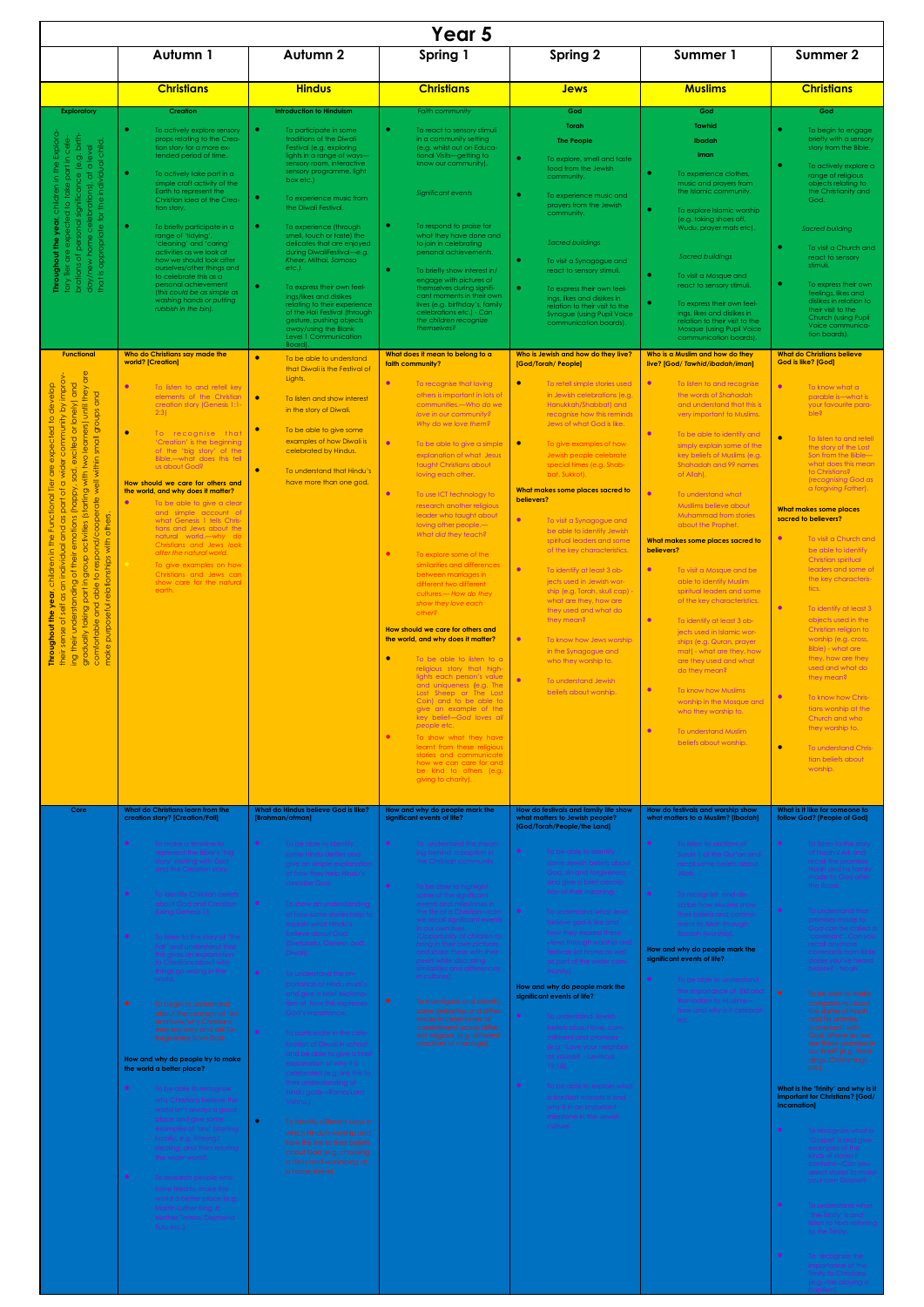# Year 5

| | Autumn 1 | Autumn 2 | Spring 1 | Spring 2 | Summer 1 | Summer 2 |
|---|---|---|---|---|---|---|
| | **Christians** | **Hindus** | **Christians** | **Jews** | **Muslims** | **Christians** |
| **Exploratory**<br><br>**Throughout the year**, children in the Exploratory Tier are expected to take part in celebrations of personal significance (e.g. birthday/new home celebrations), at a level that is appropriate for the individual child. | **Creation**<br>• To actively explore sensory props relating to the Creation story for a more extended period of time.<br>• To actively take part in a simple craft activity of the Earth to represent the Christian idea of the Creation story.<br>• To briefly participate in a range of 'tidying', 'cleaning' and 'caring' activities as we look at how we should look after ourselves/other things and to celebrate this as a personal achievement (*this could be as simple as washing hands or putting rubbish in the bin*). | **Introduction to Hinduism**<br>• To participate in some traditions of the Diwali Festival (e.g. exploring lights in a range of ways—sensory room, interactive sensory programme, light box etc.)<br>• To experience music from the Diwali Festival.<br>• To experience (through smell, touch or taste) the delicates that are enjoyed during DiwaliFestival—e.g. *Kheer, Mithai, Samosa etc.*).<br>• To express their own feelings/likes and dislikes relating to their experience of the Holi Festival (through gesture, pushing objects away/using the Blank Level 1 Communication Board). | *Faith community*<br>• To react to sensory stimuli in a community setting (e.g. whilst out on Educational Visits—getting to know our community).<br><br>*Significant events*<br>• To respond to praise for what they have done and to join in celebrating personal achievements.<br>• To briefly show interest in/engage with pictures of themselves during significant moments in their own lives (e.g. birthday's, family celebrations etc.) - *Can the children recognize themselves?* | **God**<br>**Torah**<br>**The People**<br>• To explore, smell and taste food from the Jewish community.<br>• To experience music and prayers from the Jewish community.<br><br>*Sacred buildings*<br>• To visit a Synagogue and react to sensory stimuli.<br>• To express their own feelings, likes and dislikes in relation to their visit to the Synagogue (using Pupil Voice communication boards). | **God**<br>**Tawhid**<br>**Ibadah**<br>**Iman**<br>• To experience clothes, music and prayers from the Islamic community.<br>• To explore Islamic worship (e.g. taking shoes off, Wudu, prayer mats etc).<br><br>*Sacred buildings*<br>• To visit a Mosque and react to sensory stimuli.<br>• To express their own feelings, likes and dislikes in relation to their visit to the Mosque (using Pupil Voice communication boards). | **God**<br>• To begin to engage briefly with a sensory story from the Bible.<br>• To actively explore a range of religious objects relating to the Christianity and God.<br><br>*Sacred building*<br>• To visit a Church and react to sensory stimuli.<br>• To express their own feelings, likes and dislikes in relation to their visit to the Church (using Pupil Voice communication boards). |
| **Functional**<br><br>**Throughout the year**, children in the Functional Tier are expected to develop their sense of self as an individual and as part of a wider community by improving their understanding of their emotions (happy, sad, excited or lonely) and gradually taking part in group activities (starting with two learners) until they are comfortable and able to respond/cooperate well within small groups and make purposeful relationships with others. | **Who do Christians say made the world? [Creation]**<br>• To listen to and retell key elements of the Christian creation story (Genesis 1:1-2:3)<br>• To recognise that 'Creation' is the beginning of the 'big story' of the Bible.—what does this tell us about God?<br><br>**How should we care for others and the world, and why does it matter?**<br>• To be able to give a clear and simple account of what Genesis 1 tells Christians and Jews about the natural world.—*why do Christians and Jews look after the natural world.*<br>• To give examples on how Christians and Jews can show care for the natural earth. | • To be able to understand that Diwali is the Festival of Lights.<br>• To listen and show interest in the story of Diwali.<br>• To be able to give some examples of how Diwali is celebrated by Hindus.<br>• To understand that Hindu's have more than one god. | **What does it mean to belong to a faith community?**<br>• To recognize that loving others is important in lots of communities.—*Who do we love in our community? Why do we love them?*<br>• To be able to give a simple explanation of what Jesus taught Christians about loving each other.<br>• To use ICT technology to research another religious leader who taught about loving other people.—*What did they teach?*<br>• To explore some of the similarities and differences between marriages in different two different cultures.—*How do they show they love each other?*<br><br>**How should we care for others and the world, and why does it matter?**<br>• To be able to listen to a religious story that highlights each person's value and uniqueness (e.g. The Lost Sheep or The Lost Coin) and to be able to give an example of the key belief—*God loves all people etc.*<br>• To show what they have learnt from these religious stories and communicate how we can care for and be kind to others (e.g. giving to charity). | **Who is Jewish and how do they live? [God/Torah/ People]**<br>• To retell simple stories used in Jewish celebrations (e.g. Hanukkah/Shabbat) and recognise how this reminds Jews of what God is like.<br>• To give examples of how Jewish people celebrate special times (e.g. Shabbat, Sukkot).<br><br>**What makes some places sacred to believers?**<br>• To visit a Synagogue and be able to identify Jewish spiritual leaders and some of the key characteristics.<br>• To identify at least 3 objects used in Jewish worship (e.g. Torah, skull cap) - what are they, how are they used and what do they mean?<br>• To know how Jews worship in the Synagogue and who they worship to.<br>• To understand Jewish beliefs about worship. | **Who is a Muslim and how do they live? [God/ Tawhid/Ibadah/Iman]**<br>• To listen to and recognise the words of *Shahadah* and understand that this is very important to Muslims.<br>• To be able to identify and simply explain some of the key beliefs of Muslims (e.g. Shahadah and 99 names of Allah).<br>• To understand what Muslims believe about Muhammad from stories about the Prophet.<br><br>**What makes some places sacred to believers?**<br>• To visit a Mosque and be able to identify Muslim spiritual leaders and some of the key characteristics.<br>• To identify at least 3 objects used in Islamic worships (e.g. Quran, prayer mat) - what are they, how are they used and what do they mean?<br>• To know how Muslims worship in the Mosque and who they worship to.<br>• To understand Muslim beliefs about worship. | **What do Christians believe God is like? [God]**<br>• To know what a parable is—what is your favourite parable?<br>• To listen to and retell the story of the Lost Son from the Bible—what does this mean to Christians? (*recognising God as a forgiving Father*).<br><br>**What makes some places sacred to believers?**<br>• To visit a Church and be able to identify Christian spiritual leaders and some of the key characteristics.<br>• To identify at least 3 objects used in the Christian religion to worship (e.g. cross, Bible) - what are they, how are they used and what do they mean?<br>• To know how Christians worship at the Church and who they worship to.<br>• To understand Christian beliefs about worship. |
| **Core** | **What do Christians learn from the creation story? [Creation/Fall]**<br>• To have a timeline to remember the Bible's 'big story' starting with God and the Creation story.<br>• To identify Christian beliefs about God and Creation using Genesis 1.<br>• To listen to the story of 'The Fall' and understand how this gives an explanation to Christians about why things go wrong in the world.<br>• To begin to make links about the meaning of 'sin' and forgiveness to Christians, referring to examples from their own lives.<br><br>**How and why do people try to make the world a better place?**<br>• To be able to recognize why Christians believe the world and taking in good places and give some examples of why 'looking' (e.g. littering, stealing) and then making the world worse(?).<br>• To research people who have tried to make the world a better place (e.g. Martin Luther King Jr, Mother Teresa, Desmond Tutu etc.) | **What do Hindus believe God is like? [Brahman/atman]**<br>• To be able to identify some Hindu deities and give an simple explanation of how they help Hindu's describe God.<br>• To show an understanding of how some stories help to explain what Hindu's believe about God (Trimurti, Ganesh and Diwali).<br>• To understand the importance of Hindu beliefs and prayer rituals that can explain God's importance.<br>• To participate in the celebration of Diwali (cultural) and be able to give a brief explanation of what is celebrated and the link to the story of Hindu gods (Rama and Sita).<br>• To identify some ways in which Hindu's worship at home using symbols, statues and worship (e.g. puja and offerings). | **How and why do people mark the significant events of life?**<br>• To understand the meaning behind Christian rites in the life of Christian (baptism etc).<br>• To be able to highlight some of the significant events and ceremonies in the life of a Christian—and different significant events in our own lives (marriages etc.) and their beliefs—links to their own life (similarities and differences in cultures).<br>• To participate in religious and cultural rites and ceremonies of significance (weddings etc.) and link to beliefs of other people. | **How do festivals and family life show what matters to Jewish people? [God/Torah/People/the Land]**<br>• To be able to identify some Jewish beliefs about God, as and forgiveness and give a brief description of their meaning.<br>• To understand what Jews believe about food and how they celebrate those festivals and worship and 'what do do for an a festival as part of the Jewish...' (etc.).<br><br>**How and why do people mark the significant events of life?**<br>• To understand Jewish beliefs about love, commitment and promises (e.g. love your neighbour as yourself – Leviticus 19:18).<br>• To be able to explain what a *bar/bat mitzvah* is and why it is an important milestone in the Jewish culture. | **How do festivals and worship show what matters to a Muslim? [Ibadah]**<br>• To listen to sections of Surah 1 of the Qur'an and know some facts about Allah.<br>• To recognise how the celebrations Muslims show their beliefs and commitments to Allah through Ibadah (worship).<br><br>**How and why do people mark the significant events of life?**<br>• To be able to understand the importance of life and the role in its features—how and why it is celebrated, etc. | **What is it like for someone to follow God? [People of God]**<br>• To listen to the story of Noah and the promises of God to Noah and his family, made to Noah after the flood.<br>• To understand that promises made to God can be called a 'covenant'—Can you recall covenant examples from Bible stories and how believers respond to it?<br>• To be able to make connections between the stories of God and the 'people', including Abraham and others and their covenant/promise with God—why they are important for Christians today?<br><br>**What is the 'Trinity' and why is it important for Christians? [God/Incarnation]**<br>• To recognise what a 'Gospel' is and give examples of the kinds of stories it contains—Can you select stories from the New Testament Gospels?<br>• To understand what 'the Trinity' is and listen to texts relating to the Bible.<br>• To recognise the importance of the Trinity to Christians (e.g. use of prayer in worship etc.). |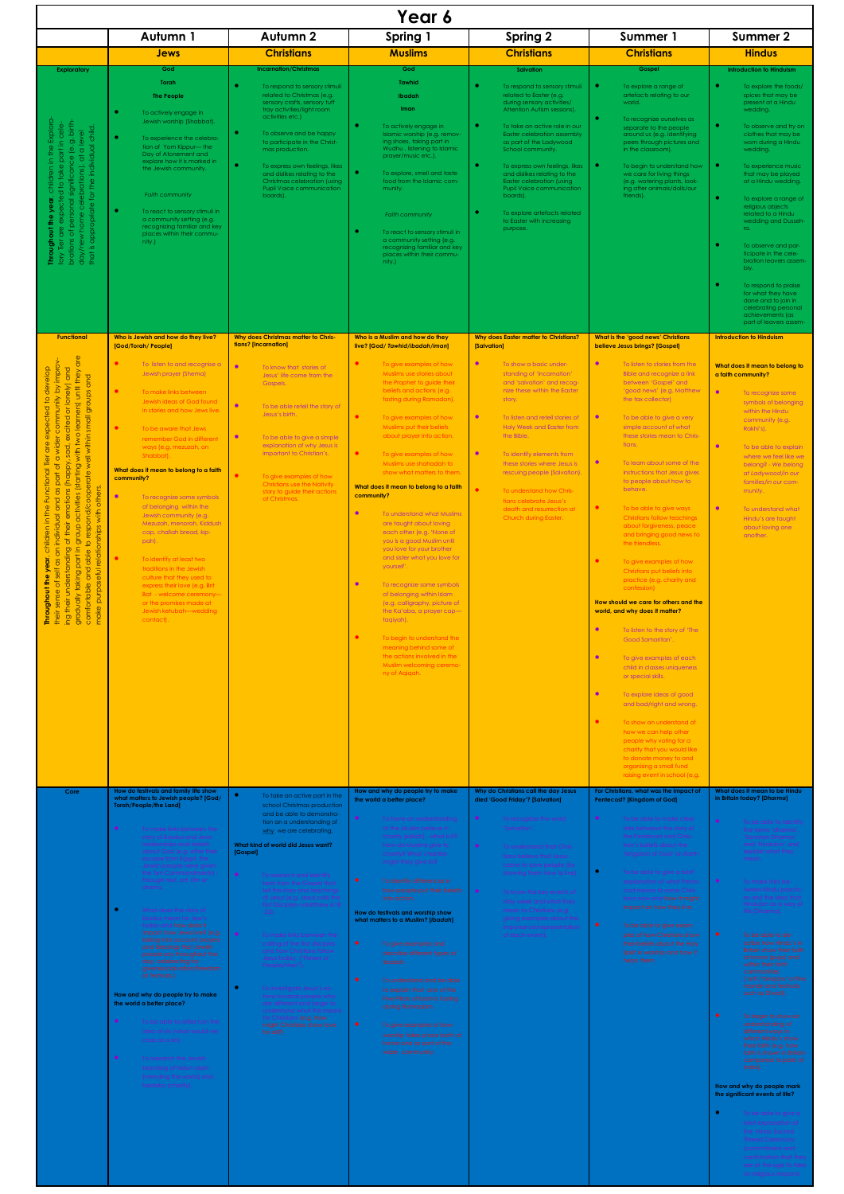# Year 6

| | Autumn 1 | Autumn 2 | Spring 1 | Spring 2 | Summer 1 | Summer 2 |
|---|---|---|---|---|---|---|
| | **Jews** | **Christians** | **Muslims** | **Christians** | **Christians** | **Hindus** |
| **Exploratory**<br><br>**Throughout the year**, children in the Exploratory Tier are expected to take part in celebrations of personal significance (e.g. birthday/new home celebrations), at a level that is appropriate for the individual child. | **God**<br>**Torah**<br>**The People**<br>• To actively engage in Jewish worship (Shabbat).<br>• To experience the celebration of 'Yom Kippur— the Day of Atonement and explore how it is marked in the Jewish community.<br>*Faith community*<br>• To react to sensory stimuli in a community setting (e.g. recognizing familiar and key places within their community.) | **Incarnation/Christmas**<br>• To respond to sensory stimuli related to Christmas (e.g. sensory crafts, sensory tuff tray activities/light room activities etc.)<br>• To observe and be happy to participate in the Christmas production.<br>• To express own feelings, likes and dislikes relating to the Christmas celebration (using Pupil Voice communication boards). | **God**<br>**Tawhid**<br>**Ibadah**<br>**Iman**<br>• To actively engage in Islamic worship (e.g. removing shoes, taking part in Wudhu , listening to Islamic prayer/music etc.).<br>• To explore, smell and taste food from the Islamic community.<br>*Faith community*<br>• To react to sensory stimuli in a community setting (e.g. recognizing familiar and key places within their community.) | **Salvation**<br>• To respond to sensory stimuli related to Easter (e.g. during sensory activities/ Attention Autism sessions).<br>• To take an active role in our Easter celebration assembly as part of the Ladywood School community.<br>• To express own feelings, likes and dislikes relating to the Easter celebration (using Pupil Voice communication boards).<br>• To explore artefacts related to Easter with increasing purpose. | **Gospel**<br>• To explore a range of artefacts relating to our world.<br>• To recognize ourselves as separate to the people around us (e.g. identifying peers through pictures and in the classroom).<br>• To begin to understand how we care for living things (e.g. watering plants, looking after animals/dolls/our friends). | **Introduction to Hinduism**<br>• To explore the foods/ spices that may be present at a Hindu wedding.<br>• To observe and try on clothes that may be worn during a Hindu wedding.<br>• To experience music that may be played at a Hindu wedding.<br>• To explore a range of religious objects related to a Hindu wedding and Dussehra.<br>• To observe and participate in the celebration leavers assembly.<br>• To respond to praise for what they have done and to join in celebrating personal achievements (as part of leavers assem- |
| **Functional**<br><br>**Throughout the year**, children in the Functional Tier are expected to develop their sense of self as an individual and as part of a wider community by improving their understanding of their emotions (happy,sad excited or lonely) and gradually taking part in group activities (starting with two learners) until they are comfortable and able to respond/cooperate well within small groups and make purposeful relationships with others. | **Who is Jewish and how do they live? [God/Torah/ People]**<br>• To listen to and recognize a Jewish prayer (Shema)<br>• To make links between Jewish ideas of God found in stories and how Jews live.<br>• To be aware that Jews remember God in different ways (e.g. mezuzah, on Shabbat).<br>**What does it mean to belong to a faith community?**<br>• To recognize some symbols of belonging within the Jewish community (e.g. Mezuzah, menorah, Kiddush cap, challah bread, kippah).<br>• To identify at least two traditions in the Jewish culture that they used to express their love (e.g. Brit Bat - welcome ceremony— or the promises made at Jewish ketubah—wedding contact). | **Why does Christmas matter to Christians? [Incarnation]**<br>• To know that stories of Jesus' life come from the Gospels.<br>• To be able retell the story of Jesus's birth.<br>• To be able to give a simple explanation of why Jesus is important to Christian's.<br>• To give examples of how Christians use the Nativity story to guide their actions at Christmas. | **Who is a Muslim and how do they live? [God/ Tawhid/Ibadah/Iman]**<br>• To give examples of how Muslims use stories about the Prophet to guide their beliefs and actions (e.g. fasting during Ramadan).<br>• To give examples of how Muslims put their beliefs about prayer into action.<br>• To give examples of how Muslims use shahadah to show what matters to them.<br>**What does it mean to belong to a faith community?**<br>• To understand what Muslims are taught about loving each other (e.g. 'None of you is a good Muslim until you love for your brother and sister what you love for yourself'.<br>• To recognize some symbols of belonging within Islam (e.g. calligraphy, picture of the Ka'aba, a prayer cap—taqiyah).<br>• To begin to understand the meaning behind some of the actions involved in the Muslim welcoming ceremony of Aqiqah. | **Why does Easter matter to Christians? [Salvation]**<br>• To show a basic understanding of 'incarnation' and 'salvation' and recognize these within the Easter story.<br>• To listen and retell stories of Holy Week and Easter from the Bible.<br>• To identify elements from these stories where Jesus is rescuing people (Salvation).<br>• To understand how Christians celebrate Jesus's death and resurrection at Church during Easter. | **What is the 'good news' Christians believe Jesus brings? [Gospel]**<br>• To listen to stories from the Bible and recognize a link between 'Gospel' and 'good news' (e.g. Matthew the tax collector)<br>• To be able to give a very simple account of what these stories mean to Christians.<br>• To learn about some of the instructions that Jesus gives to people about how to behave.<br>• To be able to give ways Christians follow teachings about forgiveness, peace and bringing good news to the friendless.<br>• To give examples of how Christians put beliefs into practice (e.g. charity and confession)<br>**How should we care for others and the world, and why does it matter?**<br>• To listen to the story of 'The Good Samaritan'.<br>• To give examples of each child in classes uniqueness or special skills.<br>• To explore ideas of good and bad/right and wrong.<br>• To show an understanding of how we can help other people why voting for a charity that you would like to donate money to and organising a small fund raising event in school (e.g. | **Introduction to Hinduism**<br>**What does it mean to belong to a faith community?**<br>• To recognize some symbols of belonging within the Hindu community (e.g. Rakhi's).<br>• To be able to explain where we feel like we belong? - *We belong at Ladywood/in our families/in our community.*<br>• To understand what Hindu's are taught about loving one another. |
| **Core** | **How do festivals and family life show what matters to Jewish people? [God/ Torah/People/the Land]**<br>• To make links between the story of Pesach and Jewish ceremonies and beliefs about God (e.g. after their escape from Egypt, Jews ... people ... the Ten Com... ... through ... Sinai or ... Shavuot).<br>• ... the story of Exodus ... Jewish ... family ... what ... people ... (e.g. ...)<br>**How and why do people try to make the world a better place?**<br>• To be able to reflect on the ideas of ... people ... the ... world.<br>• To research ... people ... the ... world ... | • To take an active part in the school Christmas production and be able to demonstrate an understanding of why we are celebrating.<br>**What kind of world did Jesus want? [Gospel]**<br>• To recall and identify ... from the Gospel that ... Jesus ... (e.g. ... Luke ...)<br>• To make links between the ... of Jesus ... Christians ... (e.g. ...)<br>• To recognize ... people ... who ... Christian ... | **How and why do people try to make the world a better place?**<br>• To have an understanding of ... Muslim beliefs ... about ... (e.g. ...)<br>• To identify different ... Muslims ... world ...<br>**How do festivals and worship show what matters to a Muslim? [Ibadah]**<br>• To ... the ... of ...<br>• To ... the ... of ... (e.g. ...)<br>• To ... how ... Muslims ... of ... | **Why do Christians call the day Jesus died 'Good Friday'? [Salvation]**<br>• To recognize the word 'Salvation'.<br>• To understand that Christians believe that Jesus came to ... (e.g. ...)<br>• To ... the ... of ... to Christians (e.g. ...) | **For Christians, what was the impact of Pentecost? [Kingdom of God]**<br>• To be able to ... the story of ... Pentecost ... Holy Spirit ...<br>• To be able to give ... of ... Christians ... (e.g. ...)<br>• To ... the ... of ... Jesus ... | **What does it mean to be Hindu in Britain today? [Dharma]**<br>• To be able to identify ... (e.g. ...)<br>• To ... the ... of ...<br>• To be able to ... Hindu ... (e.g. ...)<br>• To ... (e.g. ...)<br>**How and why do people mark the significant events of life?**<br>• To be able to ... Hindu ... (e.g. ...) |